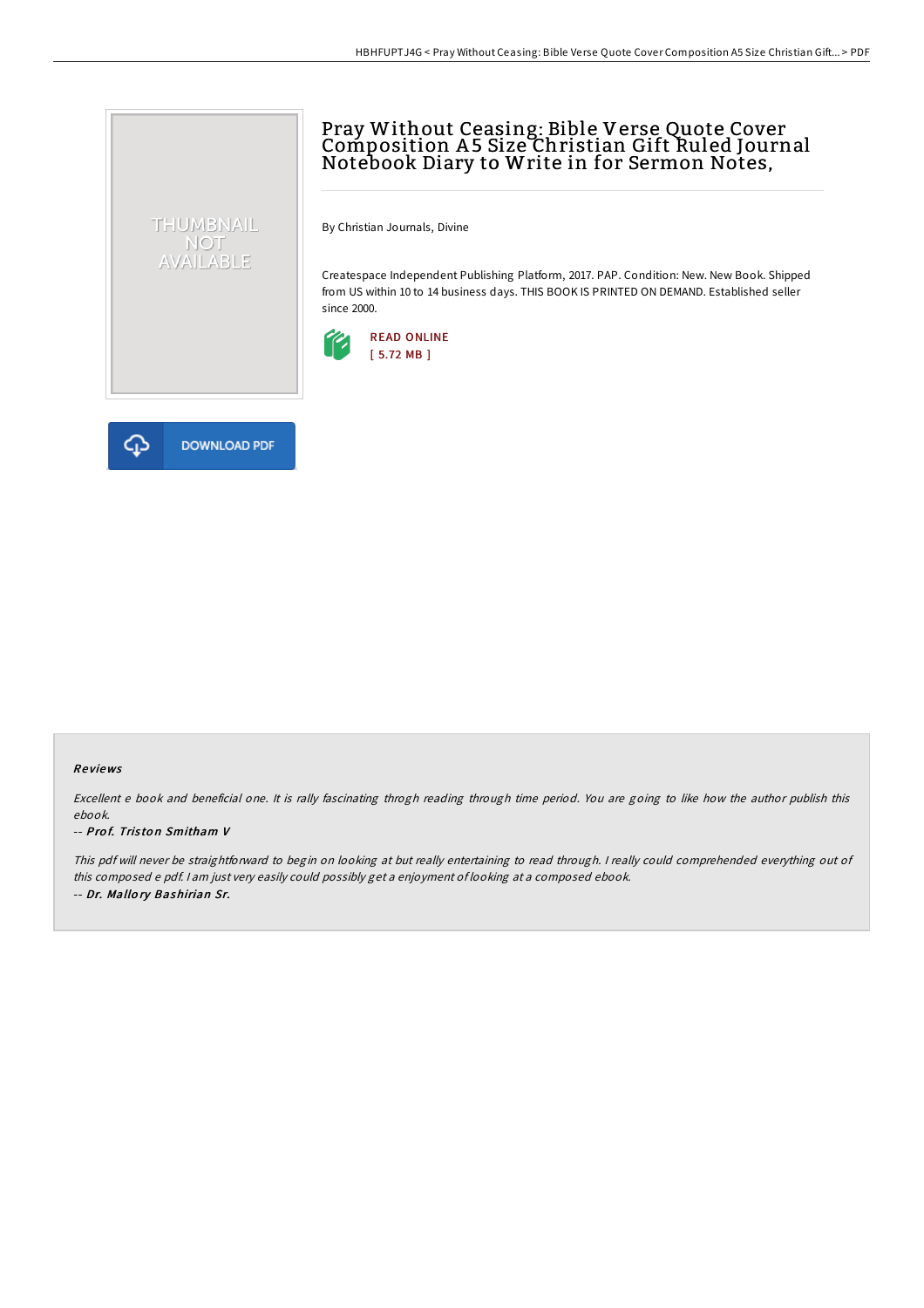# Pray Without Ceasing: Bible Verse Quote Cover Composition A5 Size Christian Gift Ruled Journal Notebook Diary to Write in for Sermon Notes,

By Christian Journals, Divine

Createspace Independent Publishing Platform, 2017. PAP. Condition: New. New Book. Shipped from US within 10 to 14 business days. THIS BOOK IS PRINTED ON DEMAND. Established seller since 2000.

READ ONLINE
[ 5.72 MB ]

DOWNLOAD PDF

### Reviews

*Excellent e book and beneficial one. It is rally fascinating throgh reading through time period. You are going to like how the author publish this ebook.*

-- ***Prof. Triston Smitham V***

*This pdf will never be straightforward to begin on looking at but really entertaining to read through. I really could comprehended everything out of this composed e pdf. I am just very easily could possibly get a enjoyment of looking at a composed ebook.*

-- ***Dr. Mallory Bashirian Sr.***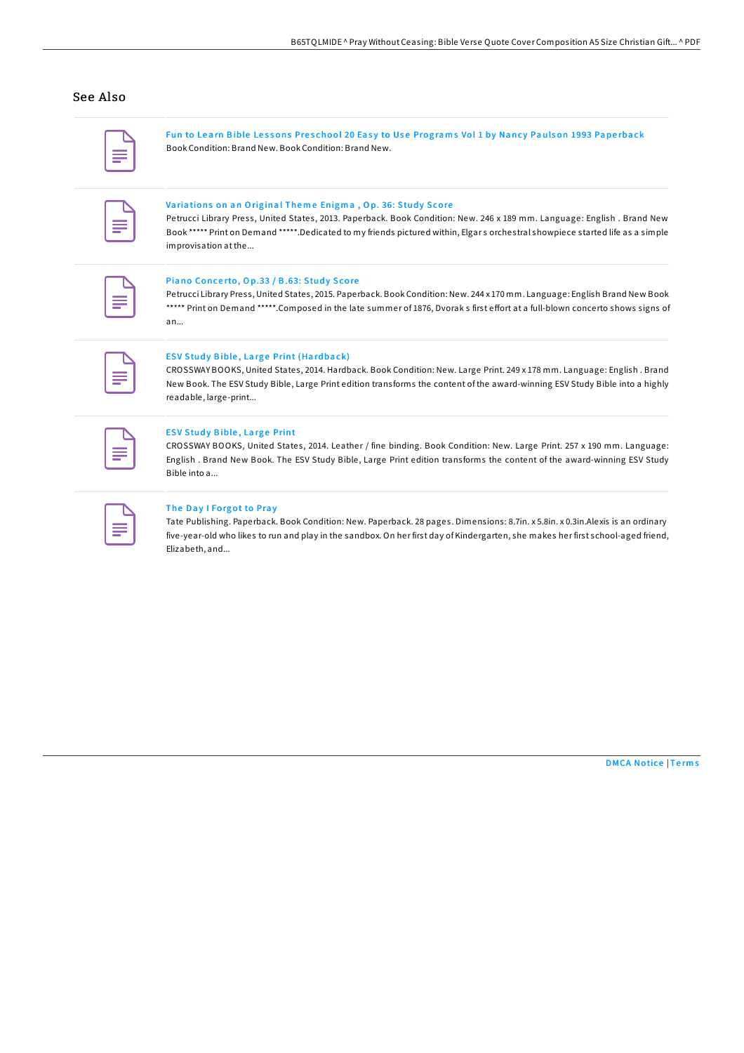## See Also

**Fun to Learn Bible Lessons Preschool 20 Easy to Use Programs Vol 1 by Nancy Paulson 1993 Paperback**
Book Condition: Brand New. Book Condition: Brand New.

**Variations on an Original Theme Enigma , Op. 36: Study Score**
Petrucci Library Press, United States, 2013. Paperback. Book Condition: New. 246 x 189 mm. Language: English . Brand New Book ***** Print on Demand *****.Dedicated to my friends pictured within, Elgar s orchestral showpiece started life as a simple improvisation at the...

**Piano Concerto, Op.33 / B.63: Study Score**
Petrucci Library Press, United States, 2015. Paperback. Book Condition: New. 244 x 170 mm. Language: English Brand New Book ***** Print on Demand *****.Composed in the late summer of 1876, Dvorak s first effort at a full-blown concerto shows signs of an...

**ESV Study Bible, Large Print (Hardback)**
CROSSWAY BOOKS, United States, 2014. Hardback. Book Condition: New. Large Print. 249 x 178 mm. Language: English . Brand New Book. The ESV Study Bible, Large Print edition transforms the content of the award-winning ESV Study Bible into a highly readable, large-print...

**ESV Study Bible, Large Print**
CROSSWAY BOOKS, United States, 2014. Leather / fine binding. Book Condition: New. Large Print. 257 x 190 mm. Language: English . Brand New Book. The ESV Study Bible, Large Print edition transforms the content of the award-winning ESV Study Bible into a...

**The Day I Forgot to Pray**
Tate Publishing. Paperback. Book Condition: New. Paperback. 28 pages. Dimensions: 8.7in. x 5.8in. x 0.3in.Alexis is an ordinary five-year-old who likes to run and play in the sandbox. On her first day of Kindergarten, she makes her first school-aged friend, Elizabeth, and...